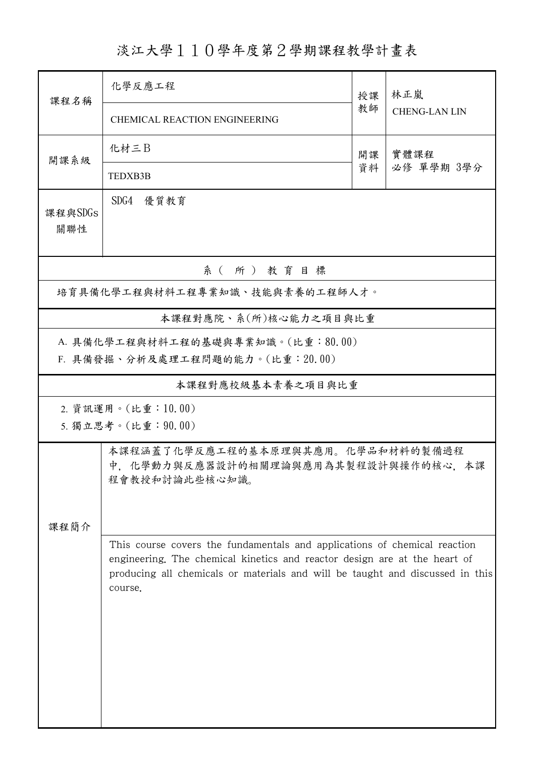# 淡江大學１１０學年度第２學期課程教學計畫表

| 課程名稱 | 化學反應工程 | 授課教師 | 林正嵐 |
|---|---|---|---|
| | CHEMICAL REACTION ENGINEERING | | CHENG-LAN LIN |
| 開課系級 | 化材三B | 開課資料 | 實體課程 |
| | TEDXB3B | | 必修 單學期 3學分 |
| 課程與SDGs關聯性 | SDG4 優質教育 | | |

## 系（所）教育目標

培育具備化學工程與材料工程專業知識、技能與素養的工程師人才。

## 本課程對應院、系(所)核心能力之項目與比重

A. 具備化學工程與材料工程的基礎與專業知識。(比重：80.00)

F. 具備發掘、分析及處理工程問題的能力。(比重：20.00)

## 本課程對應校級基本素養之項目與比重

2. 資訊運用。(比重：10.00)

5. 獨立思考。(比重：90.00)

## 課程簡介

本課程涵蓋了化學反應工程的基本原理與其應用。化學品和材料的製備過程中，化學動力與反應器設計的相關理論與應用為其製程設計與操作的核心，本課程會教授和討論此些核心知識。

This course covers the fundamentals and applications of chemical reaction engineering. The chemical kinetics and reactor design are at the heart of producing all chemicals or materials and will be taught and discussed in this course.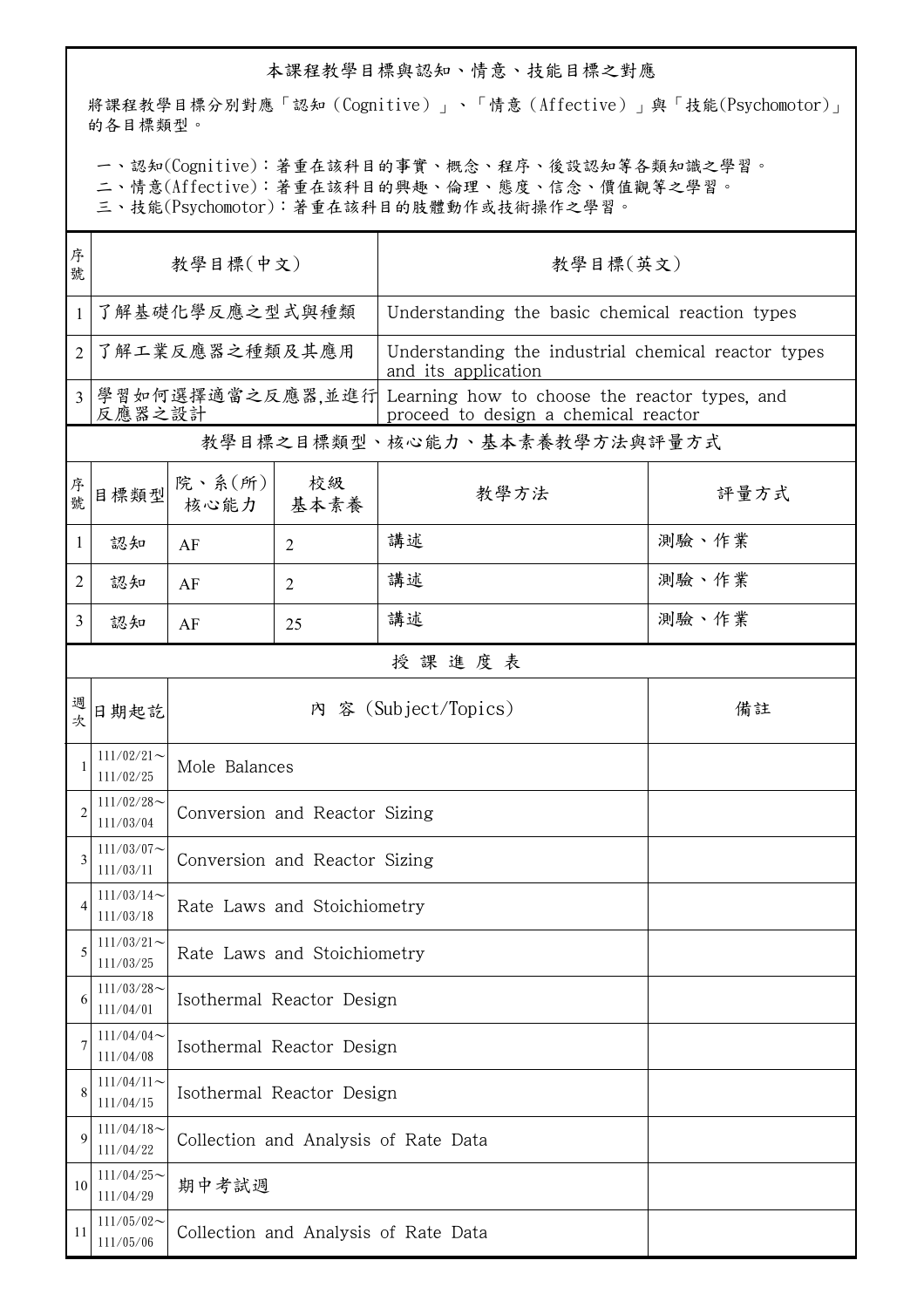## 本課程教學目標與認知、情意、技能目標之對應

將課程教學目標分別對應「認知（Cognitive）」、「情意（Affective）」與「技能(Psychomotor)」的各目標類型。

一、認知(Cognitive)：著重在該科目的事實、概念、程序、後設認知等各類知識之學習。
二、情意(Affective)：著重在該科目的興趣、倫理、態度、信念、價值觀等之學習。
三、技能(Psychomotor)：著重在該科目的肢體動作或技術操作之學習。

| 序號 | 教學目標(中文) | 教學目標(英文) |
|---|---|---|
| 1 | 了解基礎化學反應之型式與種類 | Understanding the basic chemical reaction types |
| 2 | 了解工業反應器之種類及其應用 | Understanding the industrial chemical reactor types and its application |
| 3 | 學習如何選擇適當之反應器,並進行反應器之設計 | Learning how to choose the reactor types, and proceed to design a chemical reactor |

## 教學目標之目標類型、核心能力、基本素養教學方法與評量方式

| 序號 | 目標類型 | 院、系(所)核心能力 | 校級基本素養 | 教學方法 | 評量方式 |
|---|---|---|---|---|---|
| 1 | 認知 | AF | 2 | 講述 | 測驗、作業 |
| 2 | 認知 | AF | 2 | 講述 | 測驗、作業 |
| 3 | 認知 | AF | 25 | 講述 | 測驗、作業 |

## 授課進度表

| 週次 | 日期起訖 | 內 容 (Subject/Topics) | 備註 |
|---|---|---|---|
| 1 | 111/02/21～111/02/25 | Mole Balances | |
| 2 | 111/02/28～111/03/04 | Conversion and Reactor Sizing | |
| 3 | 111/03/07～111/03/11 | Conversion and Reactor Sizing | |
| 4 | 111/03/14～111/03/18 | Rate Laws and Stoichiometry | |
| 5 | 111/03/21～111/03/25 | Rate Laws and Stoichiometry | |
| 6 | 111/03/28～111/04/01 | Isothermal Reactor Design | |
| 7 | 111/04/04～111/04/08 | Isothermal Reactor Design | |
| 8 | 111/04/11～111/04/15 | Isothermal Reactor Design | |
| 9 | 111/04/18～111/04/22 | Collection and Analysis of Rate Data | |
| 10 | 111/04/25～111/04/29 | 期中考試週 | |
| 11 | 111/05/02～111/05/06 | Collection and Analysis of Rate Data | |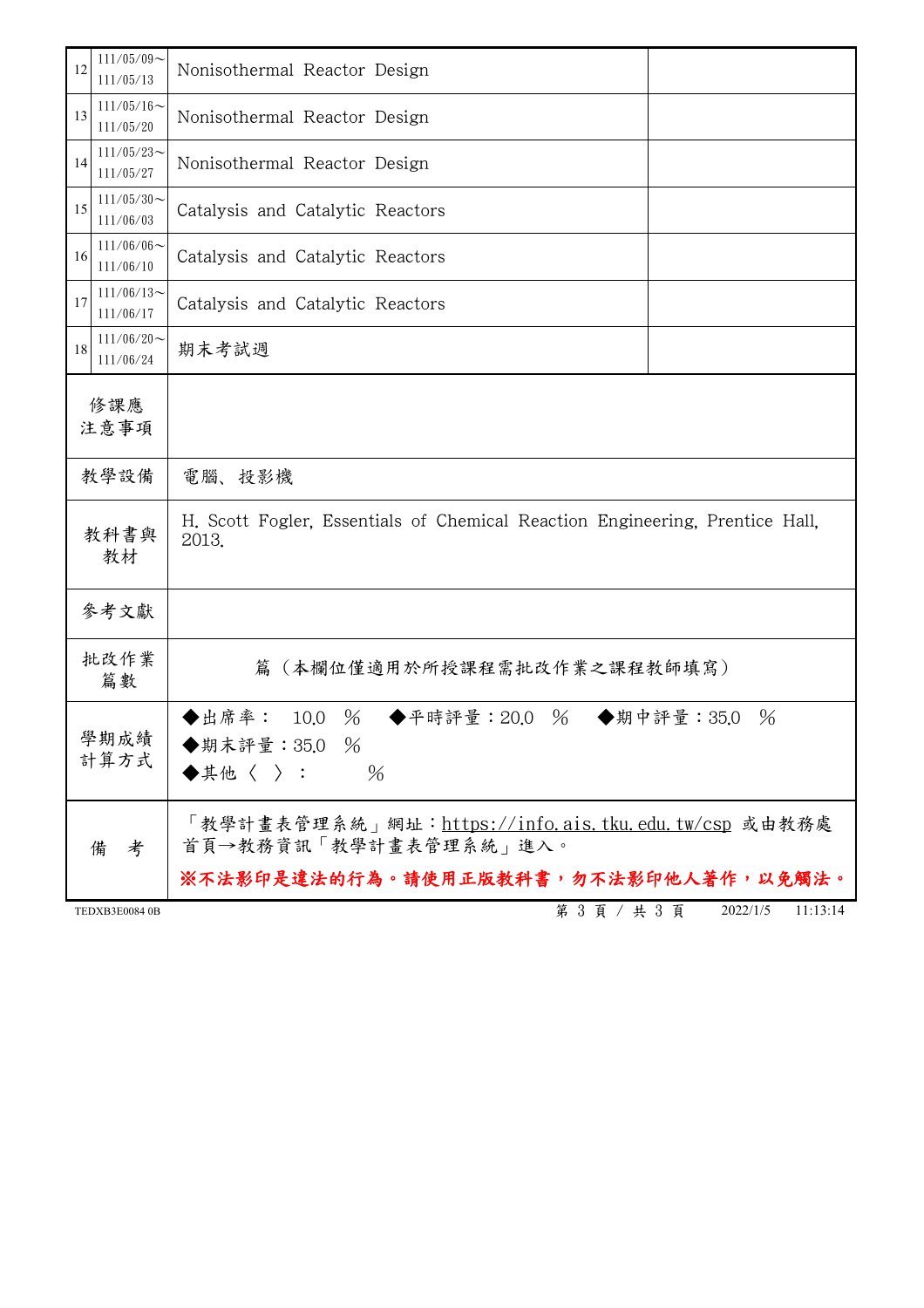| | | | |
|---|---|---|---|
| 12 | 111/05/09～111/05/13 | Nonisothermal Reactor Design | |
| 13 | 111/05/16～111/05/20 | Nonisothermal Reactor Design | |
| 14 | 111/05/23～111/05/27 | Nonisothermal Reactor Design | |
| 15 | 111/05/30～111/06/03 | Catalysis and Catalytic Reactors | |
| 16 | 111/06/06～111/06/10 | Catalysis and Catalytic Reactors | |
| 17 | 111/06/13～111/06/17 | Catalysis and Catalytic Reactors | |
| 18 | 111/06/20～111/06/24 | 期末考試週 | |

| | |
|---|---|
| 修課應注意事項 | |
| 教學設備 | 電腦、投影機 |
| 教科書與教材 | H. Scott Fogler, Essentials of Chemical Reaction Engineering, Prentice Hall, 2013. |
| 參考文獻 | |
| 批改作業篇數 | 篇（本欄位僅適用於所授課程需批改作業之課程教師填寫） |
| 學期成績計算方式 | ◆出席率： 10.0 ％ ◆平時評量：20.0 ％ ◆期中評量：35.0 ％<br>◆期末評量：35.0 ％<br>◆其他〈 〉： ％ |
| 備　考 | 「教學計畫表管理系統」網址：https://info.ais.tku.edu.tw/csp 或由教務處首頁→教務資訊「教學計畫表管理系統」進入。<br>**※不法影印是違法的行為。請使用正版教科書，勿不法影印他人著作，以免觸法。** |

TEDXB3E0084 0B　　2022/1/5　11:13:14